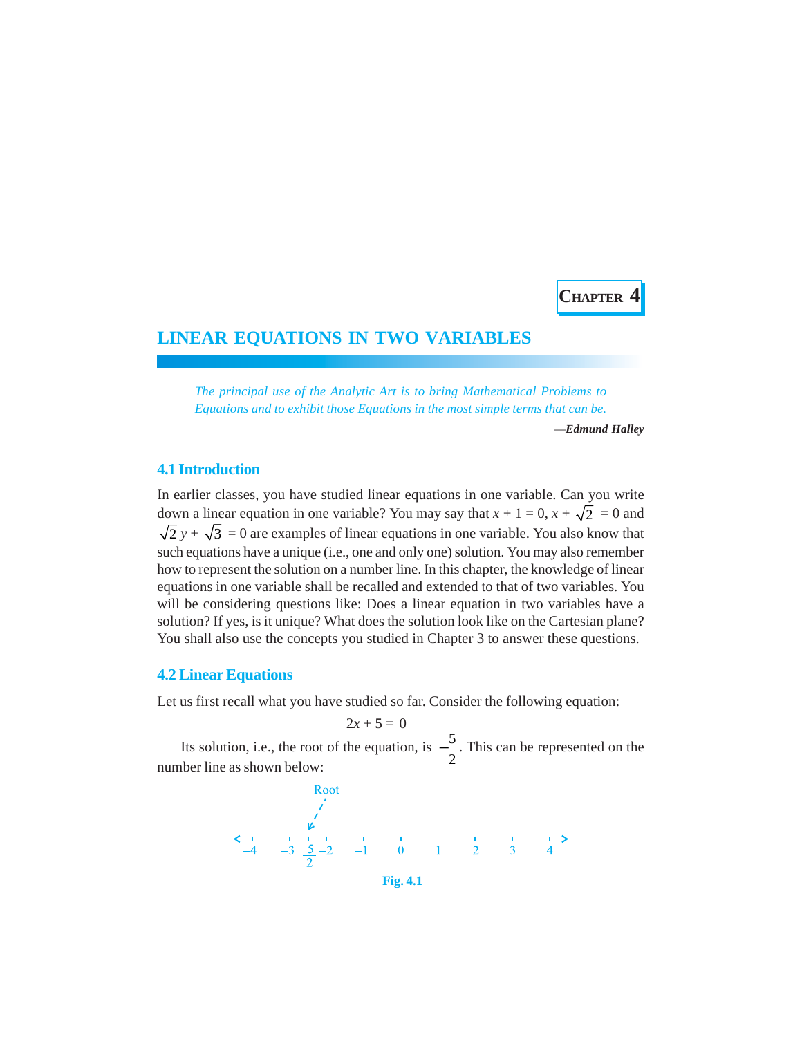# CHAPTER 4

# LINEAR EQUATIONS IN TWO VARIABLES

*The principal use of the Analytic Art is to bring Mathematical Problems to Equations and to exhibit those Equations in the most simple terms that can be.*

—***Edmund Halley***

## 4.1 Introduction

In earlier classes, you have studied linear equations in one variable. Can you write down a linear equation in one variable? You may say that $x + 1 = 0$, $x + \sqrt{2} = 0$ and $\sqrt{2}\,y + \sqrt{3} = 0$ are examples of linear equations in one variable. You also know that such equations have a unique (i.e., one and only one) solution. You may also remember how to represent the solution on a number line. In this chapter, the knowledge of linear equations in one variable shall be recalled and extended to that of two variables. You will be considering questions like: Does a linear equation in two variables have a solution? If yes, is it unique? What does the solution look like on the Cartesian plane? You shall also use the concepts you studied in Chapter 3 to answer these questions.

## 4.2 Linear Equations

Let us first recall what you have studied so far. Consider the following equation:

$$2x + 5 = 0$$

Its solution, i.e., the root of the equation, is $-\frac{5}{2}$. This can be represented on the number line as shown below:

Fig. 4.1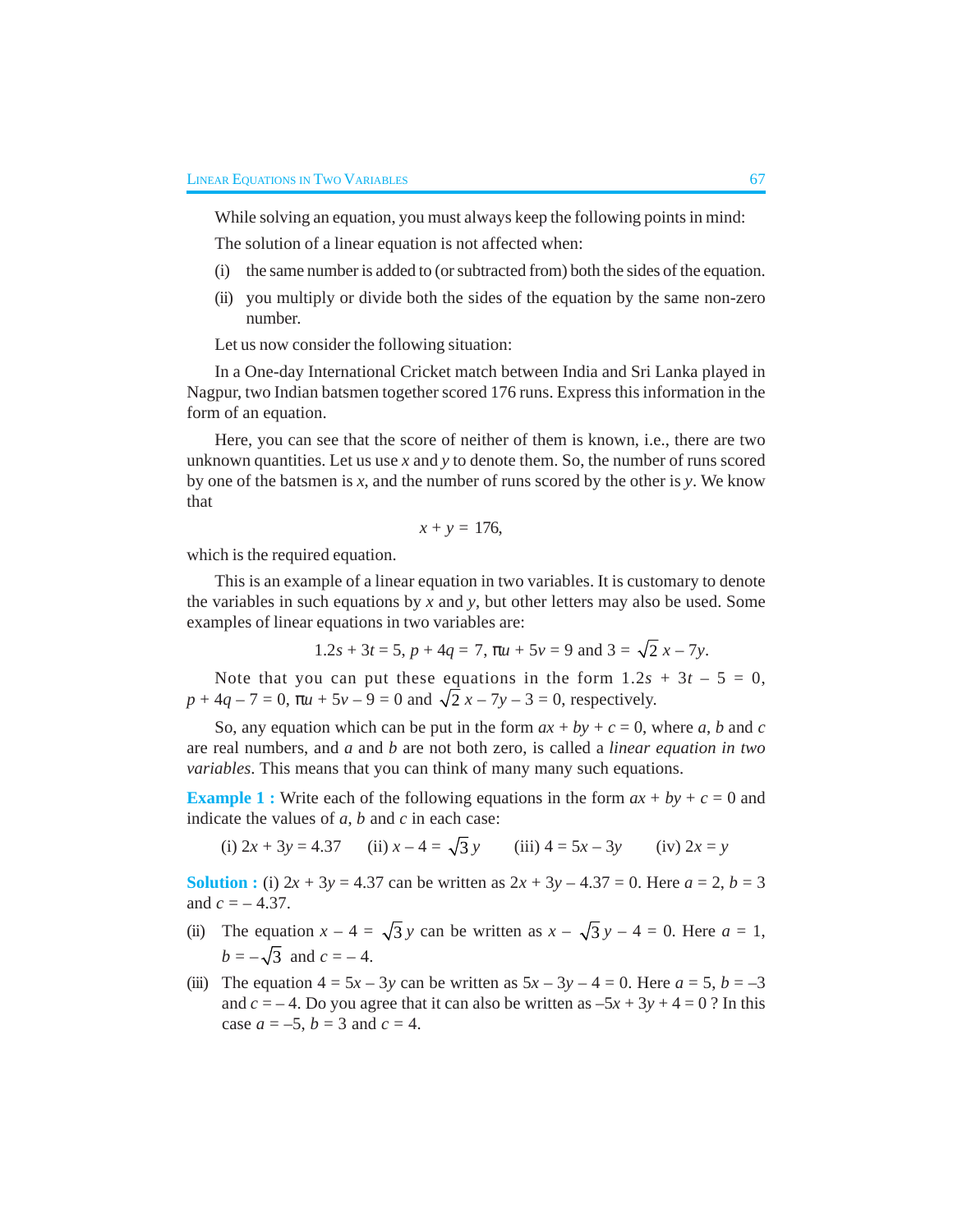While solving an equation, you must always keep the following points in mind:

The solution of a linear equation is not affected when:

(i) the same number is added to (or subtracted from) both the sides of the equation.

(ii) you multiply or divide both the sides of the equation by the same non-zero number.

Let us now consider the following situation:

In a One-day International Cricket match between India and Sri Lanka played in Nagpur, two Indian batsmen together scored 176 runs. Express this information in the form of an equation.

Here, you can see that the score of neither of them is known, i.e., there are two unknown quantities. Let us use $x$ and $y$ to denote them. So, the number of runs scored by one of the batsmen is $x$, and the number of runs scored by the other is $y$. We know that

$$x + y = 176,$$

which is the required equation.

This is an example of a linear equation in two variables. It is customary to denote the variables in such equations by $x$ and $y$, but other letters may also be used. Some examples of linear equations in two variables are:

$$1.2s + 3t = 5,\ p + 4q = 7,\ \pi u + 5v = 9 \text{ and } 3 = \sqrt{2}\,x - 7y.$$

Note that you can put these equations in the form $1.2s + 3t - 5 = 0$, $p + 4q - 7 = 0$, $\pi u + 5v - 9 = 0$ and $\sqrt{2}\,x - 7y - 3 = 0$, respectively.

So, any equation which can be put in the form $ax + by + c = 0$, where $a$, $b$ and $c$ are real numbers, and $a$ and $b$ are not both zero, is called a *linear equation in two variables*. This means that you can think of many many such equations.

**Example 1 :** Write each of the following equations in the form $ax + by + c = 0$ and indicate the values of $a$, $b$ and $c$ in each case:

(i) $2x + 3y = 4.37$ (ii) $x - 4 = \sqrt{3}\,y$ (iii) $4 = 5x - 3y$ (iv) $2x = y$

**Solution :** (i) $2x + 3y = 4.37$ can be written as $2x + 3y - 4.37 = 0$. Here $a = 2$, $b = 3$ and $c = -4.37$.

(ii) The equation $x - 4 = \sqrt{3}\,y$ can be written as $x - \sqrt{3}\,y - 4 = 0$. Here $a = 1$, $b = -\sqrt{3}$ and $c = -4$.

(iii) The equation $4 = 5x - 3y$ can be written as $5x - 3y - 4 = 0$. Here $a = 5$, $b = -3$ and $c = -4$. Do you agree that it can also be written as $-5x + 3y + 4 = 0$ ? In this case $a = -5$, $b = 3$ and $c = 4$.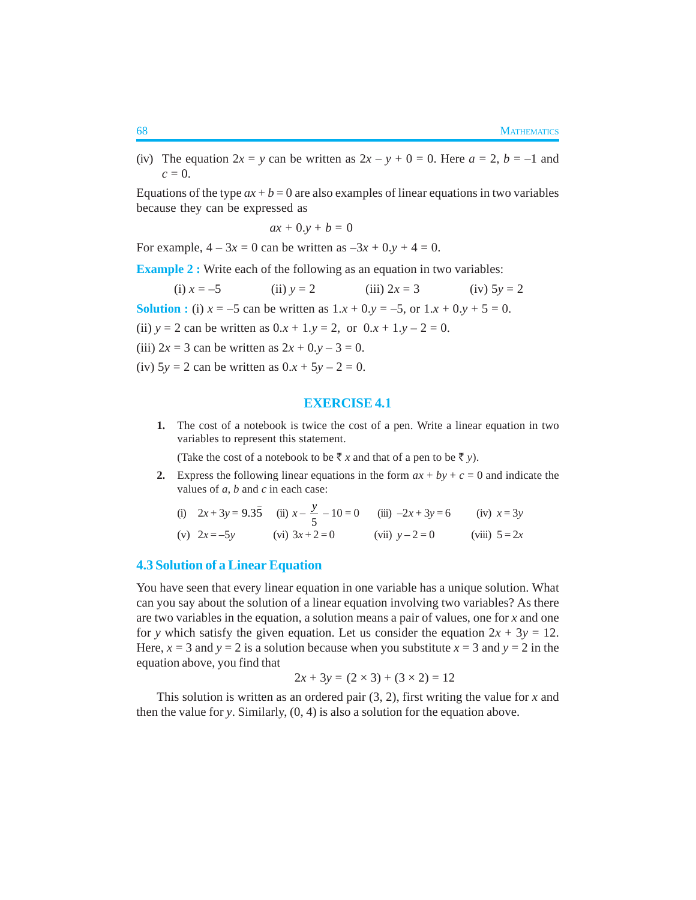(iv) The equation $2x = y$ can be written as $2x - y + 0 = 0$. Here $a = 2$, $b = -1$ and $c = 0$.

Equations of the type $ax + b = 0$ are also examples of linear equations in two variables because they can be expressed as

$$ax + 0.y + b = 0$$

For example, $4 - 3x = 0$ can be written as $-3x + 0.y + 4 = 0$.

**Example 2 :** Write each of the following as an equation in two variables:

(i) $x = -5$ (ii) $y = 2$ (iii) $2x = 3$ (iv) $5y = 2$

**Solution :** (i) $x = -5$ can be written as $1.x + 0.y = -5$, or $1.x + 0.y + 5 = 0$.

(ii) $y = 2$ can be written as $0.x + 1.y = 2$, or $0.x + 1.y - 2 = 0$.

(iii) $2x = 3$ can be written as $2x + 0.y - 3 = 0$.

(iv) $5y = 2$ can be written as $0.x + 5y - 2 = 0$.

## EXERCISE 4.1

1. The cost of a notebook is twice the cost of a pen. Write a linear equation in two variables to represent this statement.

   (Take the cost of a notebook to be ₹ $x$ and that of a pen to be ₹ $y$).

2. Express the following linear equations in the form $ax + by + c = 0$ and indicate the values of $a$, $b$ and $c$ in each case:

   (i) $2x + 3y = 9.3\overline{5}$ (ii) $x - \frac{y}{5} - 10 = 0$ (iii) $-2x + 3y = 6$ (iv) $x = 3y$

   (v) $2x = -5y$ (vi) $3x + 2 = 0$ (vii) $y - 2 = 0$ (viii) $5 = 2x$

## 4.3 Solution of a Linear Equation

You have seen that every linear equation in one variable has a unique solution. What can you say about the solution of a linear equation involving two variables? As there are two variables in the equation, a solution means a pair of values, one for $x$ and one for $y$ which satisfy the given equation. Let us consider the equation $2x + 3y = 12$. Here, $x = 3$ and $y = 2$ is a solution because when you substitute $x = 3$ and $y = 2$ in the equation above, you find that

$$2x + 3y = (2 \times 3) + (3 \times 2) = 12$$

This solution is written as an ordered pair (3, 2), first writing the value for $x$ and then the value for $y$. Similarly, (0, 4) is also a solution for the equation above.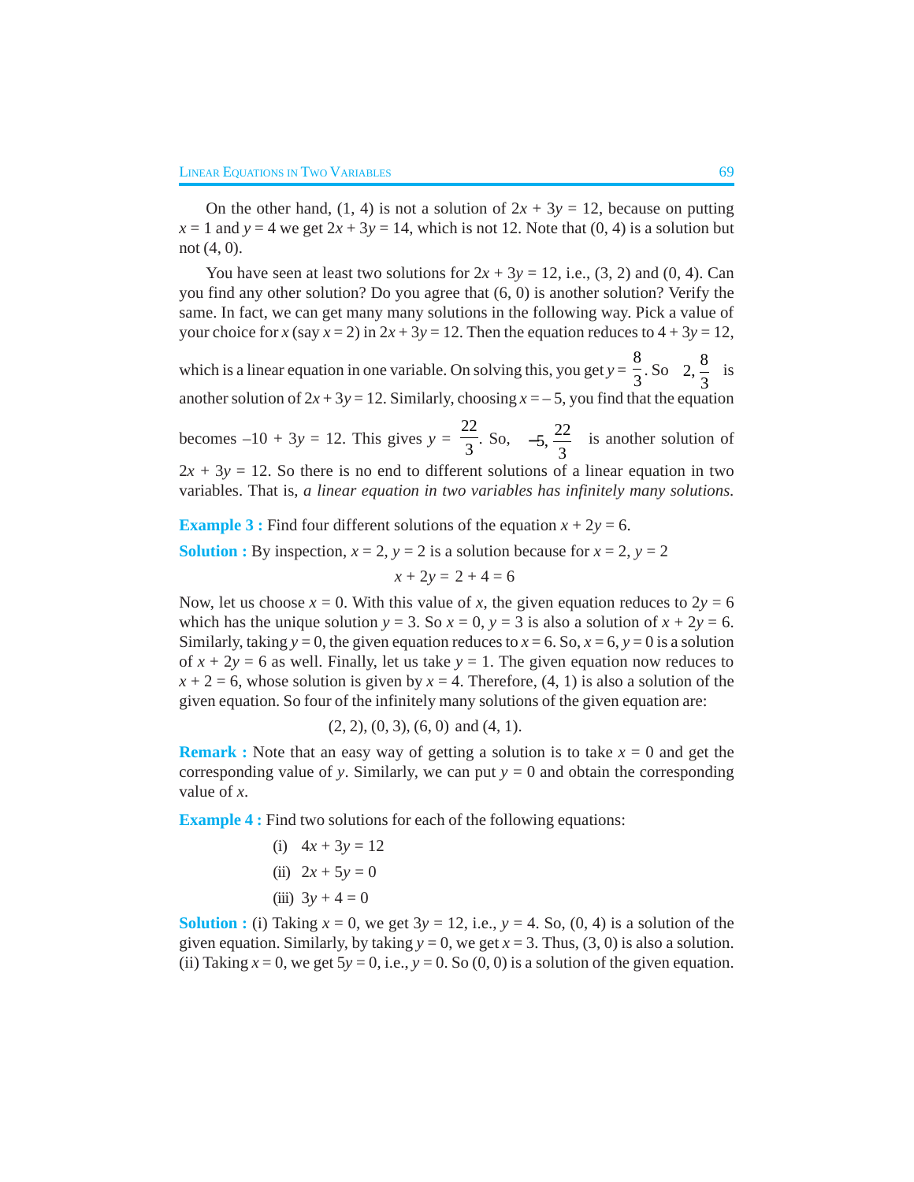On the other hand, (1, 4) is not a solution of $2x + 3y = 12$, because on putting $x = 1$ and $y = 4$ we get $2x + 3y = 14$, which is not 12. Note that (0, 4) is a solution but not (4, 0).

You have seen at least two solutions for $2x + 3y = 12$, i.e., (3, 2) and (0, 4). Can you find any other solution? Do you agree that (6, 0) is another solution? Verify the same. In fact, we can get many many solutions in the following way. Pick a value of your choice for $x$ (say $x = 2$) in $2x + 3y = 12$. Then the equation reduces to $4 + 3y = 12$, which is a linear equation in one variable. On solving this, you get $y = \frac{8}{3}$. So $\left(2, \frac{8}{3}\right)$ is another solution of $2x + 3y = 12$. Similarly, choosing $x = -5$, you find that the equation becomes $-10 + 3y = 12$. This gives $y = \frac{22}{3}$. So, $\left(-5, \frac{22}{3}\right)$ is another solution of $2x + 3y = 12$. So there is no end to different solutions of a linear equation in two variables. That is, *a linear equation in two variables has infinitely many solutions.*

**Example 3 :** Find four different solutions of the equation $x + 2y = 6$.

**Solution :** By inspection, $x = 2$, $y = 2$ is a solution because for $x = 2$, $y = 2$

$$x + 2y = 2 + 4 = 6$$

Now, let us choose $x = 0$. With this value of $x$, the given equation reduces to $2y = 6$ which has the unique solution $y = 3$. So $x = 0$, $y = 3$ is also a solution of $x + 2y = 6$. Similarly, taking $y = 0$, the given equation reduces to $x = 6$. So, $x = 6$, $y = 0$ is a solution of $x + 2y = 6$ as well. Finally, let us take $y = 1$. The given equation now reduces to $x + 2 = 6$, whose solution is given by $x = 4$. Therefore, (4, 1) is also a solution of the given equation. So four of the infinitely many solutions of the given equation are:

$$(2, 2), (0, 3), (6, 0) \text{ and } (4, 1).$$

**Remark :** Note that an easy way of getting a solution is to take $x = 0$ and get the corresponding value of $y$. Similarly, we can put $y = 0$ and obtain the corresponding value of $x$.

**Example 4 :** Find two solutions for each of the following equations:

(i) $4x + 3y = 12$

(ii) $2x + 5y = 0$

(iii) $3y + 4 = 0$

**Solution :** (i) Taking $x = 0$, we get $3y = 12$, i.e., $y = 4$. So, (0, 4) is a solution of the given equation. Similarly, by taking $y = 0$, we get $x = 3$. Thus, (3, 0) is also a solution.

(ii) Taking $x = 0$, we get $5y = 0$, i.e., $y = 0$. So (0, 0) is a solution of the given equation.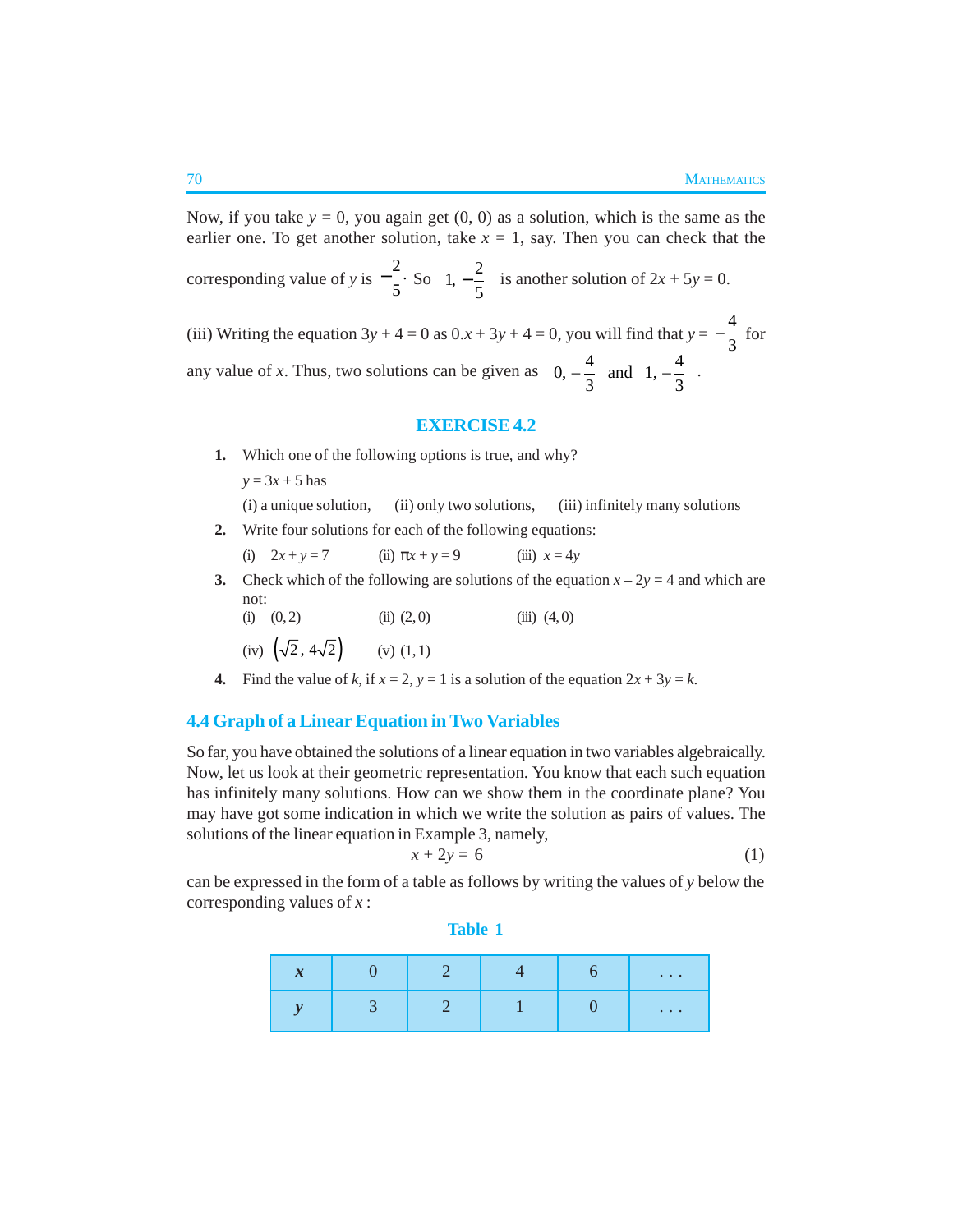Now, if you take $y = 0$, you again get $(0, 0)$ as a solution, which is the same as the earlier one. To get another solution, take $x = 1$, say. Then you can check that the corresponding value of $y$ is $-\frac{2}{5}$. So $\left(1, -\frac{2}{5}\right)$ is another solution of $2x + 5y = 0$.

(iii) Writing the equation $3y + 4 = 0$ as $0.x + 3y + 4 = 0$, you will find that $y = -\frac{4}{3}$ for any value of $x$. Thus, two solutions can be given as $\left(0, -\frac{4}{3}\right)$ and $\left(1, -\frac{4}{3}\right)$.

## EXERCISE 4.2

**1.** Which one of the following options is true, and why?

$y = 3x + 5$ has

(i) a unique solution, (ii) only two solutions, (iii) infinitely many solutions

**2.** Write four solutions for each of the following equations:

(i) $2x + y = 7$ (ii) $\pi x + y = 9$ (iii) $x = 4y$

**3.** Check which of the following are solutions of the equation $x - 2y = 4$ and which are not:

(i) $(0, 2)$ (ii) $(2, 0)$ (iii) $(4, 0)$

(iv) $(\sqrt{2}, 4\sqrt{2})$ (v) $(1, 1)$

**4.** Find the value of $k$, if $x = 2$, $y = 1$ is a solution of the equation $2x + 3y = k$.

## 4.4 Graph of a Linear Equation in Two Variables

So far, you have obtained the solutions of a linear equation in two variables algebraically. Now, let us look at their geometric representation. You know that each such equation has infinitely many solutions. How can we show them in the coordinate plane? You may have got some indication in which we write the solution as pairs of values. The solutions of the linear equation in Example 3, namely,

$$x + 2y = 6 \tag{1}$$

can be expressed in the form of a table as follows by writing the values of $y$ below the corresponding values of $x$ :

**Table 1**

| $x$ | 0 | 2 | 4 | 6 | . . . |
|---|---|---|---|---|---|
| $y$ | 3 | 2 | 1 | 0 | . . . |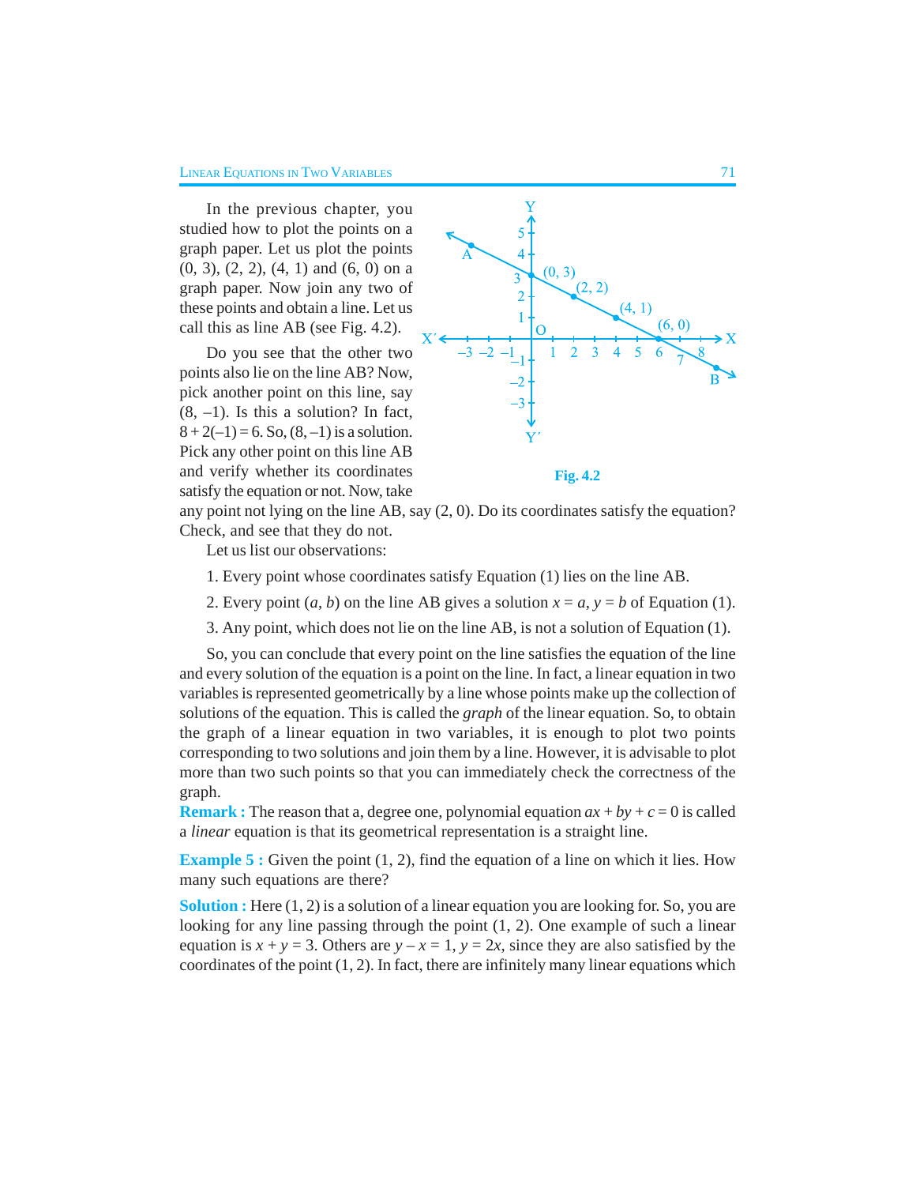In the previous chapter, you studied how to plot the points on a graph paper. Let us plot the points (0, 3), (2, 2), (4, 1) and (6, 0) on a graph paper. Now join any two of these points and obtain a line. Let us call this as line AB (see Fig. 4.2).

Fig. 4.2

Do you see that the other two points also lie on the line AB? Now, pick another point on this line, say (8, –1). Is this a solution? In fact, $8 + 2(–1) = 6$. So, (8, –1) is a solution. Pick any other point on this line AB and verify whether its coordinates satisfy the equation or not. Now, take any point not lying on the line AB, say (2, 0). Do its coordinates satisfy the equation? Check, and see that they do not.

Let us list our observations:

1. Every point whose coordinates satisfy Equation (1) lies on the line AB.
2. Every point $(a, b)$ on the line AB gives a solution $x = a, y = b$ of Equation (1).
3. Any point, which does not lie on the line AB, is not a solution of Equation (1).

So, you can conclude that every point on the line satisfies the equation of the line and every solution of the equation is a point on the line. In fact, a linear equation in two variables is represented geometrically by a line whose points make up the collection of solutions of the equation. This is called the *graph* of the linear equation. So, to obtain the graph of a linear equation in two variables, it is enough to plot two points corresponding to two solutions and join them by a line. However, it is advisable to plot more than two such points so that you can immediately check the correctness of the graph.

**Remark :** The reason that a, degree one, polynomial equation $ax + by + c = 0$ is called a *linear* equation is that its geometrical representation is a straight line.

**Example 5 :** Given the point (1, 2), find the equation of a line on which it lies. How many such equations are there?

**Solution :** Here (1, 2) is a solution of a linear equation you are looking for. So, you are looking for any line passing through the point (1, 2). One example of such a linear equation is $x + y = 3$. Others are $y – x = 1$, $y = 2x$, since they are also satisfied by the coordinates of the point (1, 2). In fact, there are infinitely many linear equations which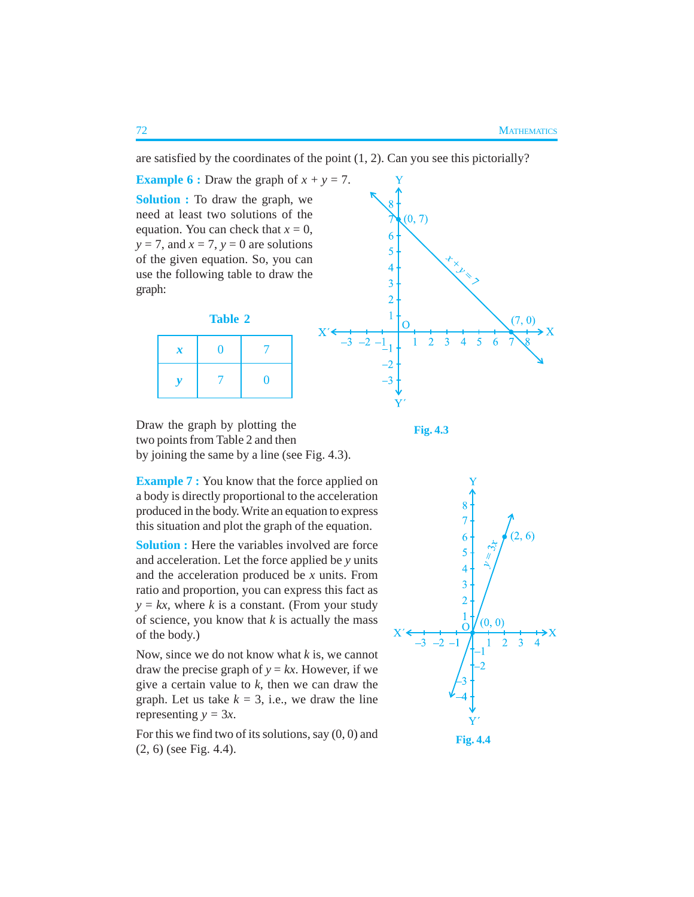are satisfied by the coordinates of the point (1, 2). Can you see this pictorially?

**Example 6 :** Draw the graph of $x + y = 7$.

**Solution :** To draw the graph, we need at least two solutions of the equation. You can check that $x = 0$, $y = 7$, and $x = 7$, $y = 0$ are solutions of the given equation. So, you can use the following table to draw the graph:

**Table 2**

| $x$ | 0 | 7 |
|---|---|---|
| $y$ | 7 | 0 |

Draw the graph by plotting the two points from Table 2 and then by joining the same by a line (see Fig. 4.3).

**Fig. 4.3**

**Example 7 :** You know that the force applied on a body is directly proportional to the acceleration produced in the body. Write an equation to express this situation and plot the graph of the equation.

**Solution :** Here the variables involved are force and acceleration. Let the force applied be $y$ units and the acceleration produced be $x$ units. From ratio and proportion, you can express this fact as $y = kx$, where $k$ is a constant. (From your study of science, you know that $k$ is actually the mass of the body.)

Now, since we do not know what $k$ is, we cannot draw the precise graph of $y = kx$. However, if we give a certain value to $k$, then we can draw the graph. Let us take $k = 3$, i.e., we draw the line representing $y = 3x$.

For this we find two of its solutions, say (0, 0) and (2, 6) (see Fig. 4.4).

**Fig. 4.4**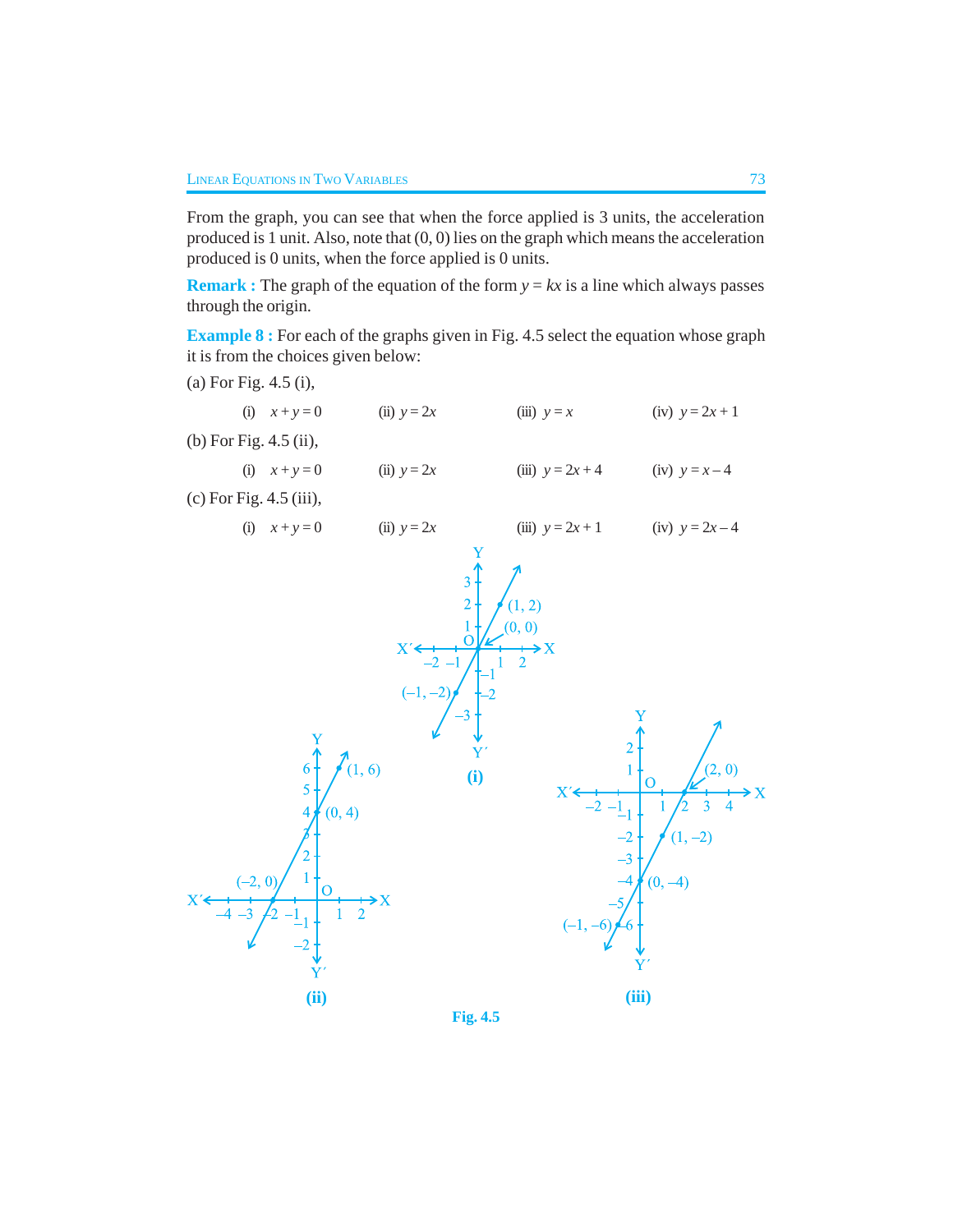From the graph, you can see that when the force applied is 3 units, the acceleration produced is 1 unit. Also, note that (0, 0) lies on the graph which means the acceleration produced is 0 units, when the force applied is 0 units.

**Remark :** The graph of the equation of the form $y = kx$ is a line which always passes through the origin.

**Example 8 :** For each of the graphs given in Fig. 4.5 select the equation whose graph it is from the choices given below:

(a) For Fig. 4.5 (i),

(i) $x + y = 0$ (ii) $y = 2x$ (iii) $y = x$ (iv) $y = 2x + 1$

(b) For Fig. 4.5 (ii),

(i) $x + y = 0$ (ii) $y = 2x$ (iii) $y = 2x + 4$ (iv) $y = x - 4$

(c) For Fig. 4.5 (iii),

(i) $x + y = 0$ (ii) $y = 2x$ (iii) $y = 2x + 1$ (iv) $y = 2x - 4$

**Fig. 4.5**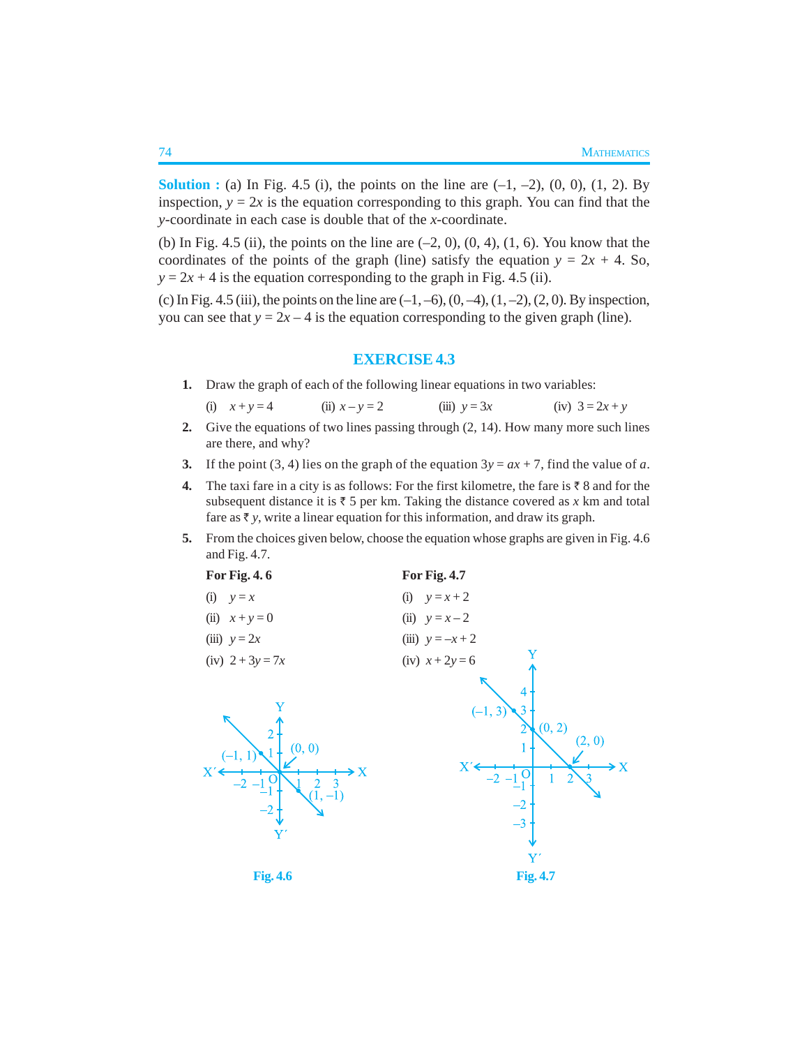**Solution :** (a) In Fig. 4.5 (i), the points on the line are (–1, –2), (0, 0), (1, 2). By inspection, $y = 2x$ is the equation corresponding to this graph. You can find that the $y$-coordinate in each case is double that of the $x$-coordinate.

(b) In Fig. 4.5 (ii), the points on the line are (–2, 0), (0, 4), (1, 6). You know that the coordinates of the points of the graph (line) satisfy the equation $y = 2x + 4$. So, $y = 2x + 4$ is the equation corresponding to the graph in Fig. 4.5 (ii).

(c) In Fig. 4.5 (iii), the points on the line are (–1, –6), (0, –4), (1, –2), (2, 0). By inspection, you can see that $y = 2x – 4$ is the equation corresponding to the given graph (line).

## EXERCISE 4.3

1. Draw the graph of each of the following linear equations in two variables:

   (i) $x + y = 4$ (ii) $x – y = 2$ (iii) $y = 3x$ (iv) $3 = 2x + y$

2. Give the equations of two lines passing through (2, 14). How many more such lines are there, and why?

3. If the point (3, 4) lies on the graph of the equation $3y = ax + 7$, find the value of $a$.

4. The taxi fare in a city is as follows: For the first kilometre, the fare is ₹ 8 and for the subsequent distance it is ₹ 5 per km. Taking the distance covered as $x$ km and total fare as ₹ $y$, write a linear equation for this information, and draw its graph.

5. From the choices given below, choose the equation whose graphs are given in Fig. 4.6 and Fig. 4.7.

**For Fig. 4. 6**

(i) $y = x$

(ii) $x + y = 0$

(iii) $y = 2x$

(iv) $2 + 3y = 7x$

**For Fig. 4.7**

(i) $y = x + 2$

(ii) $y = x – 2$

(iii) $y = –x + 2$

(iv) $x + 2y = 6$

**Fig. 4.6**

**Fig. 4.7**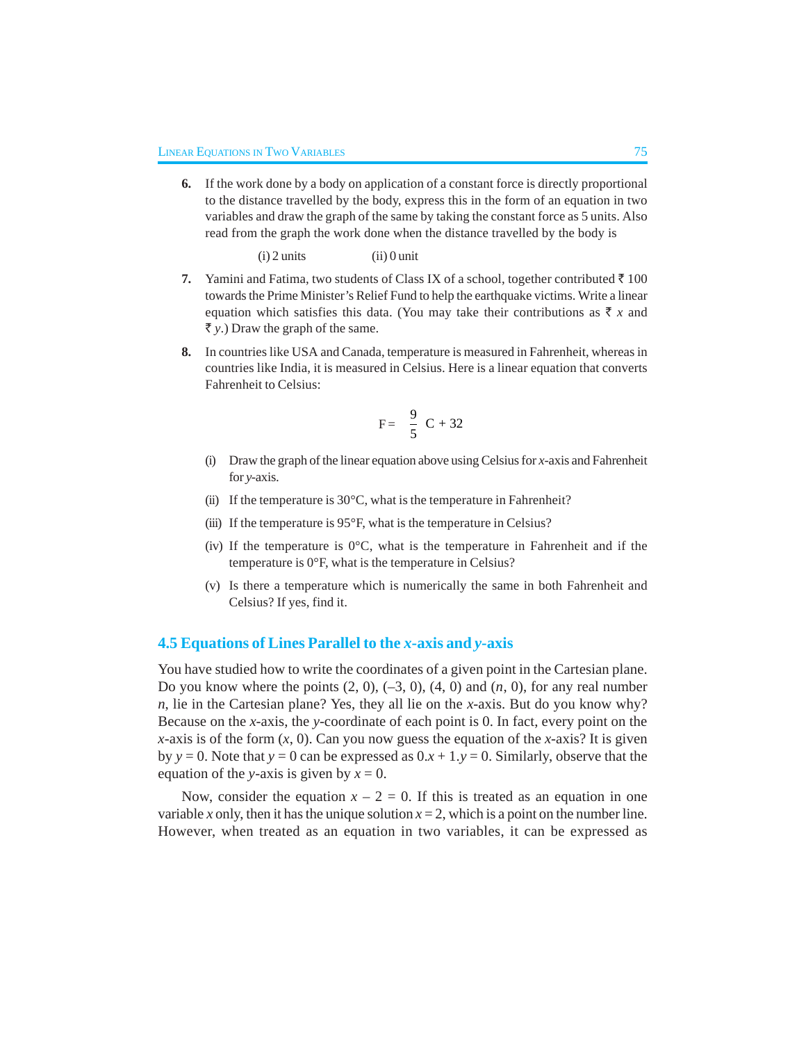6. If the work done by a body on application of a constant force is directly proportional to the distance travelled by the body, express this in the form of an equation in two variables and draw the graph of the same by taking the constant force as 5 units. Also read from the graph the work done when the distance travelled by the body is

   (i) 2 units (ii) 0 unit

7. Yamini and Fatima, two students of Class IX of a school, together contributed ₹ 100 towards the Prime Minister's Relief Fund to help the earthquake victims. Write a linear equation which satisfies this data. (You may take their contributions as ₹ $x$ and ₹ $y$.) Draw the graph of the same.

8. In countries like USA and Canada, temperature is measured in Fahrenheit, whereas in countries like India, it is measured in Celsius. Here is a linear equation that converts Fahrenheit to Celsius:

$$F = \frac{9}{5} C + 32$$

   (i) Draw the graph of the linear equation above using Celsius for $x$-axis and Fahrenheit for $y$-axis.

   (ii) If the temperature is 30°C, what is the temperature in Fahrenheit?

   (iii) If the temperature is 95°F, what is the temperature in Celsius?

   (iv) If the temperature is 0°C, what is the temperature in Fahrenheit and if the temperature is 0°F, what is the temperature in Celsius?

   (v) Is there a temperature which is numerically the same in both Fahrenheit and Celsius? If yes, find it.

## 4.5 Equations of Lines Parallel to the $x$-axis and $y$-axis

You have studied how to write the coordinates of a given point in the Cartesian plane. Do you know where the points (2, 0), (–3, 0), (4, 0) and ($n$, 0), for any real number $n$, lie in the Cartesian plane? Yes, they all lie on the $x$-axis. But do you know why? Because on the $x$-axis, the $y$-coordinate of each point is 0. In fact, every point on the $x$-axis is of the form ($x$, 0). Can you now guess the equation of the $x$-axis? It is given by $y = 0$. Note that $y = 0$ can be expressed as $0.x + 1.y = 0$. Similarly, observe that the equation of the $y$-axis is given by $x = 0$.

Now, consider the equation $x - 2 = 0$. If this is treated as an equation in one variable $x$ only, then it has the unique solution $x = 2$, which is a point on the number line. However, when treated as an equation in two variables, it can be expressed as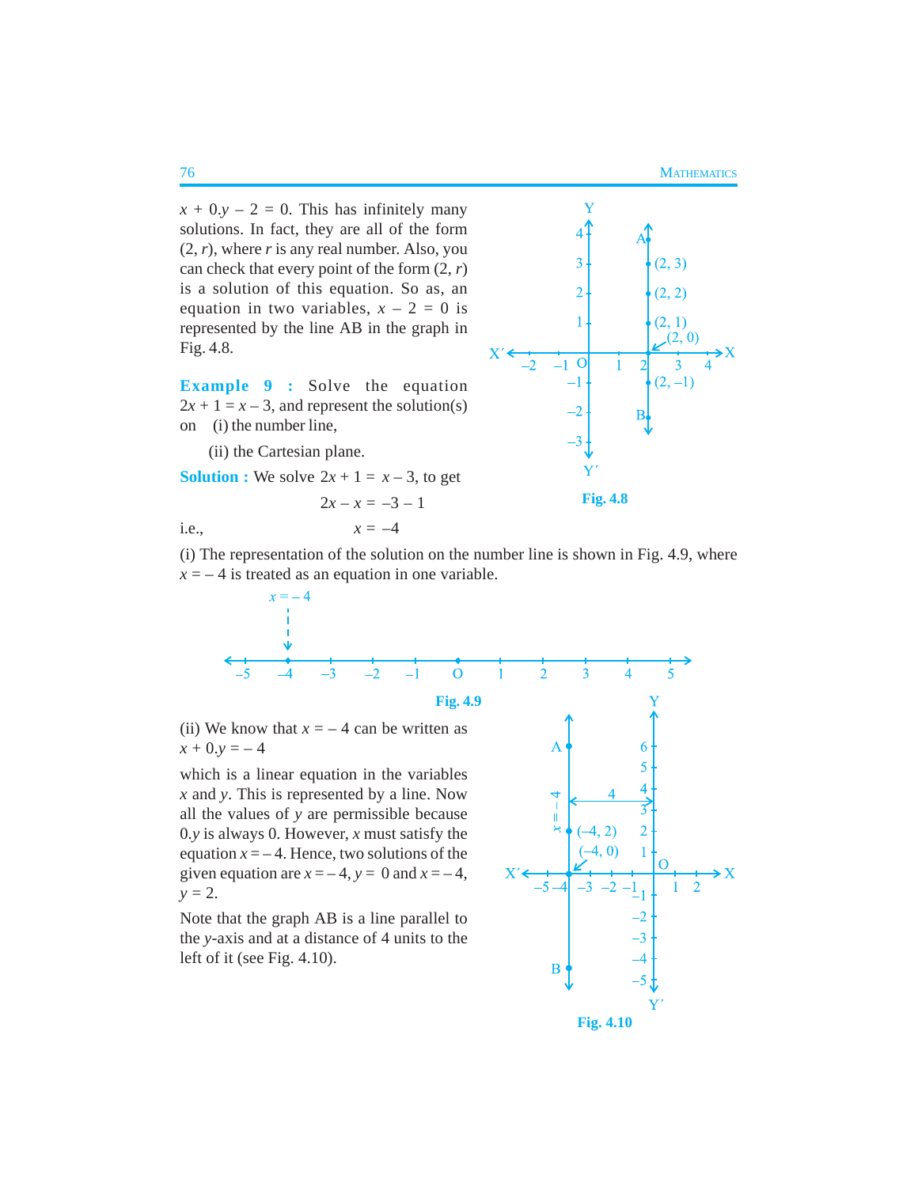$x + 0.y - 2 = 0$. This has infinitely many solutions. In fact, they are all of the form $(2, r)$, where $r$ is any real number. Also, you can check that every point of the form $(2, r)$ is a solution of this equation. So as, an equation in two variables, $x - 2 = 0$ is represented by the line AB in the graph in Fig. 4.8.

Fig. 4.8

**Example 9 :** Solve the equation $2x + 1 = x - 3$, and represent the solution(s) on (i) the number line,

(ii) the Cartesian plane.

**Solution :** We solve $2x + 1 = x - 3$, to get

$$2x - x = -3 - 1$$

i.e.,
$$x = -4$$

(i) The representation of the solution on the number line is shown in Fig. 4.9, where $x = -4$ is treated as an equation in one variable.

Fig. 4.9

(ii) We know that $x = -4$ can be written as

$x + 0.y = -4$

which is a linear equation in the variables $x$ and $y$. This is represented by a line. Now all the values of $y$ are permissible because $0.y$ is always 0. However, $x$ must satisfy the equation $x = -4$. Hence, two solutions of the given equation are $x = -4$, $y = 0$ and $x = -4$, $y = 2$.

Note that the graph AB is a line parallel to the $y$-axis and at a distance of 4 units to the left of it (see Fig. 4.10).

Fig. 4.10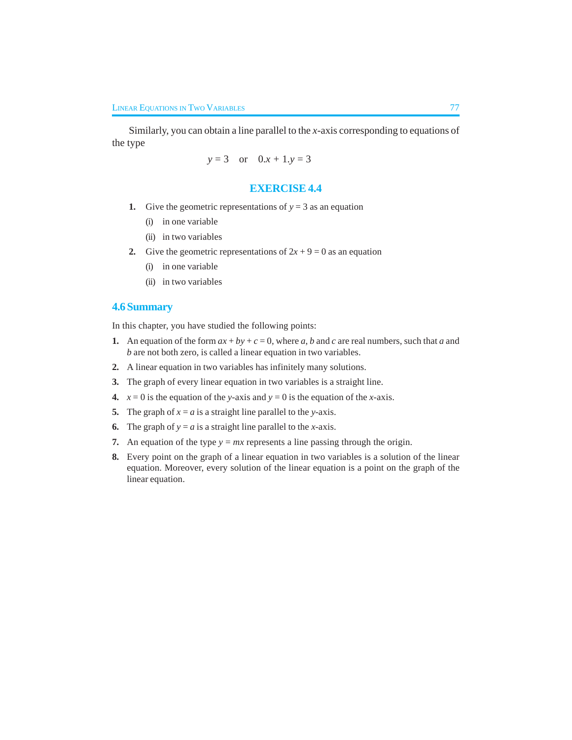Similarly, you can obtain a line parallel to the $x$-axis corresponding to equations of the type

$$y = 3 \quad \text{or} \quad 0.x + 1.y = 3$$

## EXERCISE 4.4

**1.** Give the geometric representations of $y = 3$ as an equation

(i) in one variable

(ii) in two variables

**2.** Give the geometric representations of $2x + 9 = 0$ as an equation

(i) in one variable

(ii) in two variables

## 4.6 Summary

In this chapter, you have studied the following points:

**1.** An equation of the form $ax + by + c = 0$, where $a$, $b$ and $c$ are real numbers, such that $a$ and $b$ are not both zero, is called a linear equation in two variables.

**2.** A linear equation in two variables has infinitely many solutions.

**3.** The graph of every linear equation in two variables is a straight line.

**4.** $x = 0$ is the equation of the $y$-axis and $y = 0$ is the equation of the $x$-axis.

**5.** The graph of $x = a$ is a straight line parallel to the $y$-axis.

**6.** The graph of $y = a$ is a straight line parallel to the $x$-axis.

**7.** An equation of the type $y = mx$ represents a line passing through the origin.

**8.** Every point on the graph of a linear equation in two variables is a solution of the linear equation. Moreover, every solution of the linear equation is a point on the graph of the linear equation.